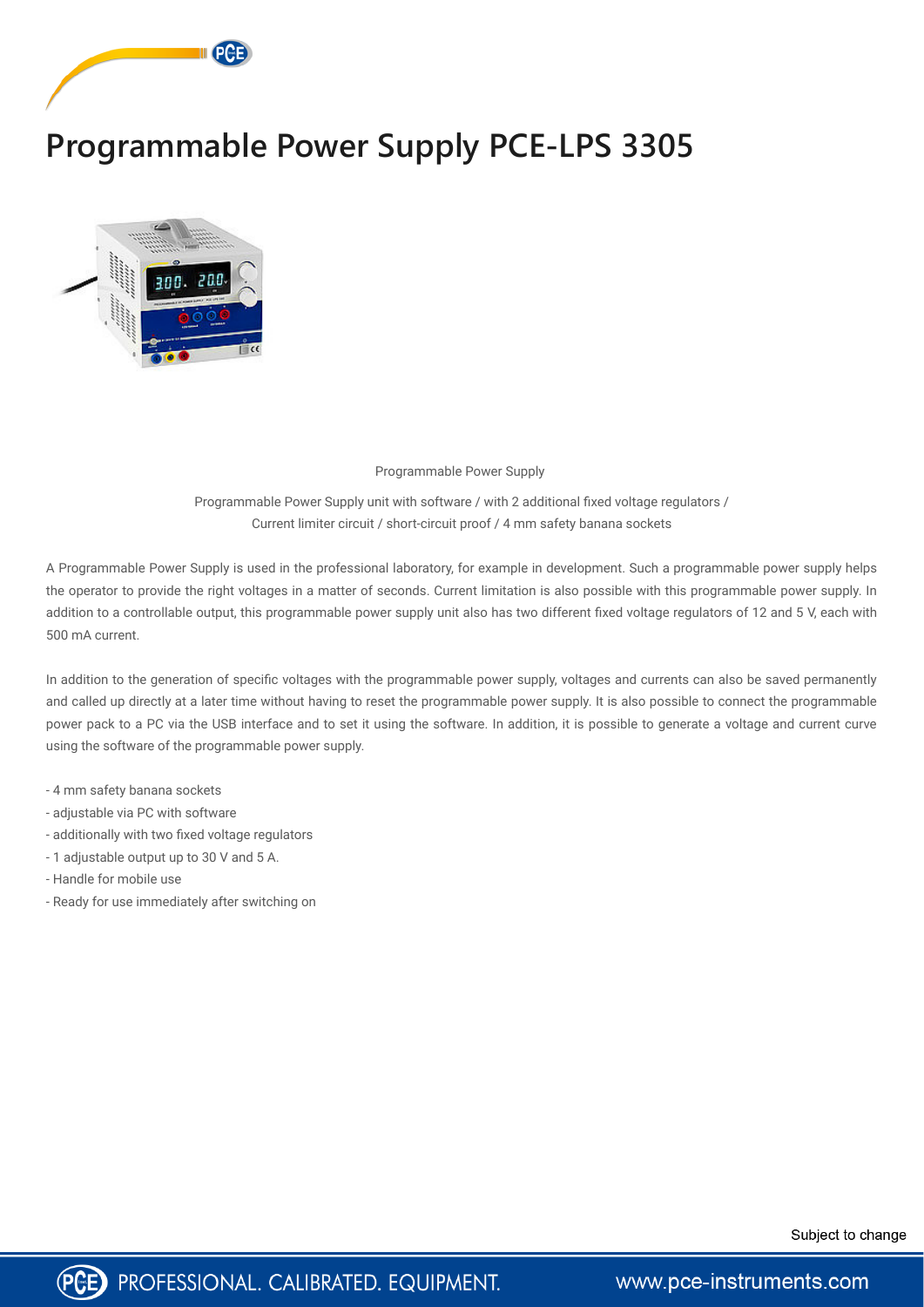# Programmable Power Supply PCE-LPS 3305

Programmable Power Supply

Programmable Power Supply unit with software / with 2 additional fixed voltage regulators / Current limiter circuit / short-circuit proof / 4 mm safety banana sockets

A Programmable Power Supply is used in the professional laboratory, for example in development. Such a programmable power supply helps the operator to provide the right voltages in a matter of seconds. Current limitation is also possible with this programmable power supply. In addition to a controllable output, this programmable power supply unit also has two different fixed voltage regulators of 12 and 5 V, each with 500 mA current.

In addition to the generation of specific voltages with the programmable power supply, voltages and currents can also be saved permanently and called up directly at a later time without having to reset the programmable power supply. It is also possible to connect the programmable power pack to a PC via the USB interface and to set it using the software. In addition, it is possible to generate a voltage and current curve using the software of the programmable power supply.

- 4 mm safety banana sockets
- adjustable via PC with software
- additionally with two fixed voltage regulators
- 1 adjustable output up to 30 V and 5 A.
- Handle for mobile use
- Ready for use immediately after switching on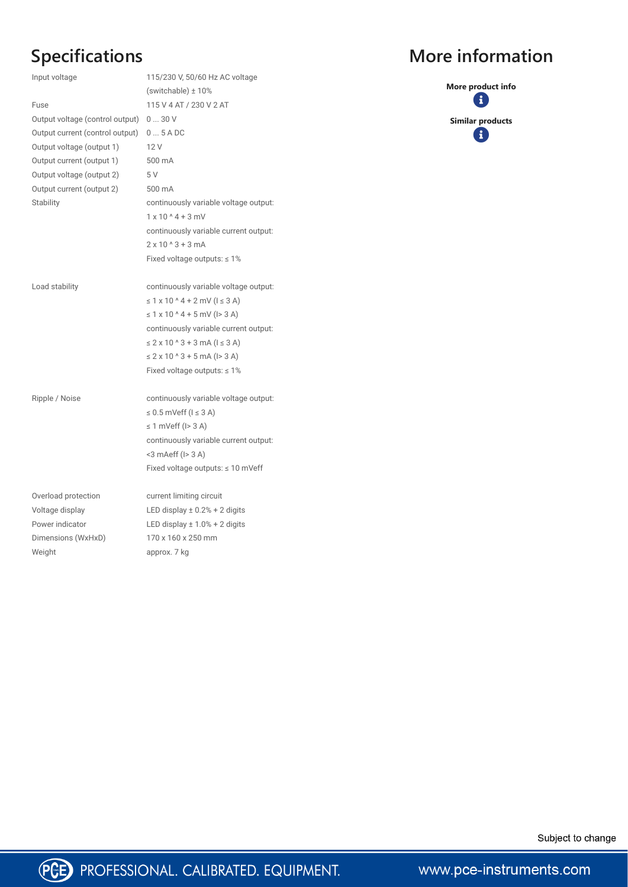## Specifications

| | |
|---|---|
| Input voltage | 115/230 V, 50/60 Hz AC voltage (switchable) ± 10% |
| Fuse | 115 V 4 AT / 230 V 2 AT |
| Output voltage (control output) | 0 ... 30 V |
| Output current (control output) | 0 ... 5 A DC |
| Output voltage (output 1) | 12 V |
| Output current (output 1) | 500 mA |
| Output voltage (output 2) | 5 V |
| Output current (output 2) | 500 mA |
| Stability | continuously variable voltage output:<br>1 x 10 ^ 4 + 3 mV<br>continuously variable current output:<br>2 x 10 ^ 3 + 3 mA<br>Fixed voltage outputs: ≤ 1% |
| Load stability | continuously variable voltage output:<br>≤ 1 x 10 ^ 4 + 2 mV (I ≤ 3 A)<br>≤ 1 x 10 ^ 4 + 5 mV (I> 3 A)<br>continuously variable current output:<br>≤ 2 x 10 ^ 3 + 3 mA (I ≤ 3 A)<br>≤ 2 x 10 ^ 3 + 5 mA (I> 3 A)<br>Fixed voltage outputs: ≤ 1% |
| Ripple / Noise | continuously variable voltage output:<br>≤ 0.5 mVeff (I ≤ 3 A)<br>≤ 1 mVeff (I> 3 A)<br>continuously variable current output:<br><3 mAeff (I> 3 A)<br>Fixed voltage outputs: ≤ 10 mVeff |
| Overload protection | current limiting circuit |
| Voltage display | LED display ± 0.2% + 2 digits |
| Power indicator | LED display ± 1.0% + 2 digits |
| Dimensions (WxHxD) | 170 x 160 x 250 mm |
| Weight | approx. 7 kg |

## More information

**More product info**

**Similar products**

Subject to change

PROFESSIONAL. CALIBRATED. EQUIPMENT.

www.pce-instruments.com